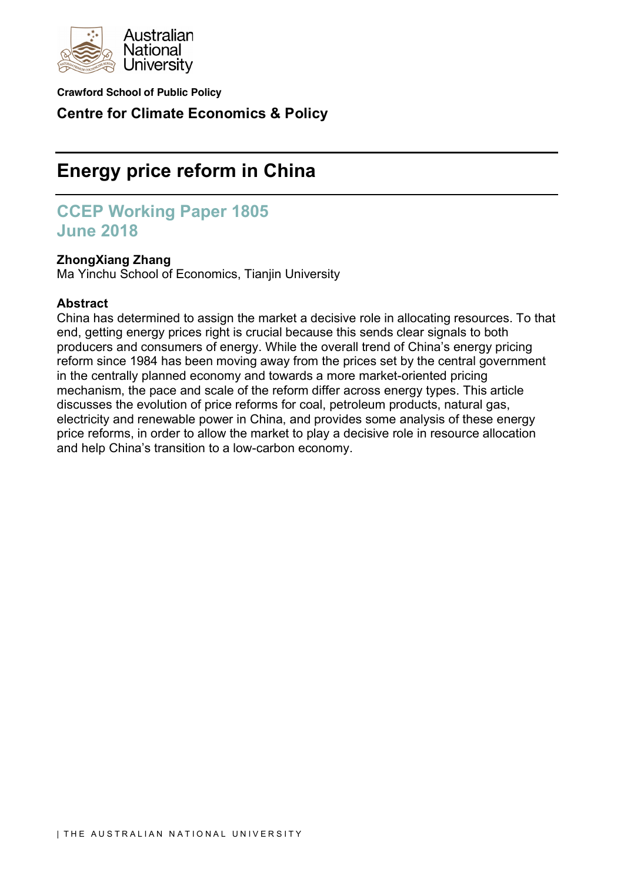Crawford School of Public Policy

**Centre for Climate Economics & Policy**

# Energy price reform in China

## CCEP Working Paper 1805
## June 2018

**ZhongXiang Zhang**
Ma Yinchu School of Economics, Tianjin University

**Abstract**

China has determined to assign the market a decisive role in allocating resources. To that end, getting energy prices right is crucial because this sends clear signals to both producers and consumers of energy. While the overall trend of China's energy pricing reform since 1984 has been moving away from the prices set by the central government in the centrally planned economy and towards a more market-oriented pricing mechanism, the pace and scale of the reform differ across energy types. This article discusses the evolution of price reforms for coal, petroleum products, natural gas, electricity and renewable power in China, and provides some analysis of these energy price reforms, in order to allow the market to play a decisive role in resource allocation and help China's transition to a low-carbon economy.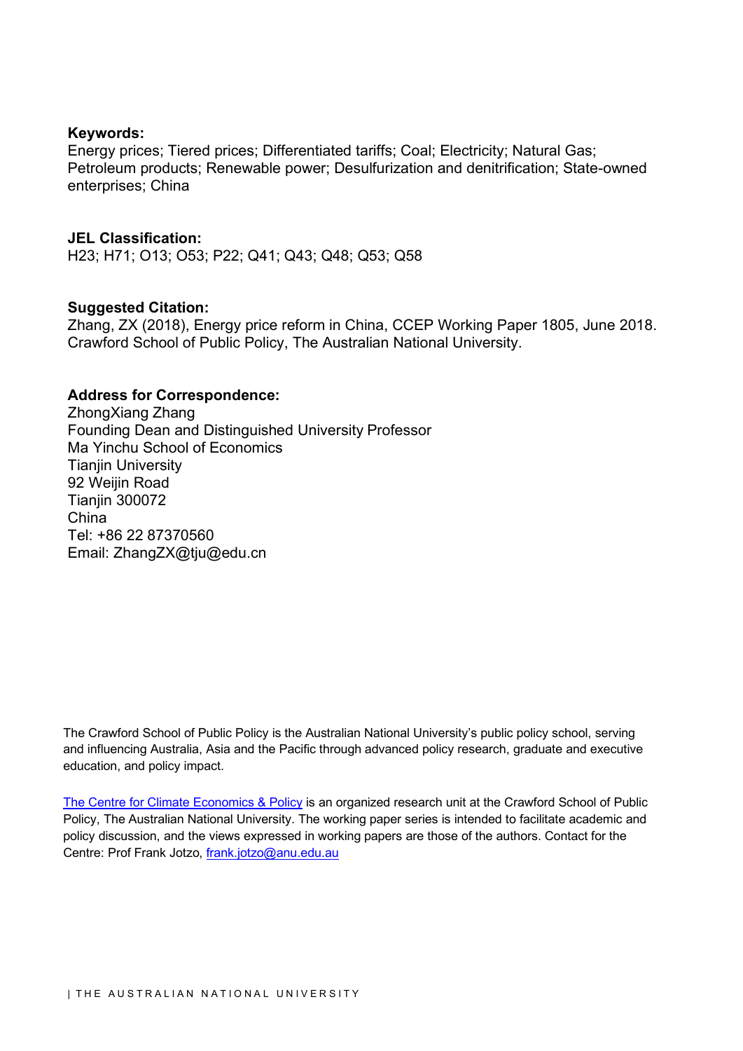**Keywords:**
Energy prices; Tiered prices; Differentiated tariffs; Coal; Electricity; Natural Gas; Petroleum products; Renewable power; Desulfurization and denitrification; State-owned enterprises; China

**JEL Classification:**
H23; H71; O13; O53; P22; Q41; Q43; Q48; Q53; Q58

**Suggested Citation:**
Zhang, ZX (2018), Energy price reform in China, CCEP Working Paper 1805, June 2018. Crawford School of Public Policy, The Australian National University.

**Address for Correspondence:**
ZhongXiang Zhang
Founding Dean and Distinguished University Professor
Ma Yinchu School of Economics
Tianjin University
92 Weijin Road
Tianjin 300072
China
Tel: +86 22 87370560
Email: ZhangZX@tju@edu.cn

The Crawford School of Public Policy is the Australian National University's public policy school, serving and influencing Australia, Asia and the Pacific through advanced policy research, graduate and executive education, and policy impact.

The Centre for Climate Economics & Policy is an organized research unit at the Crawford School of Public Policy, The Australian National University. The working paper series is intended to facilitate academic and policy discussion, and the views expressed in working papers are those of the authors. Contact for the Centre: Prof Frank Jotzo, frank.jotzo@anu.edu.au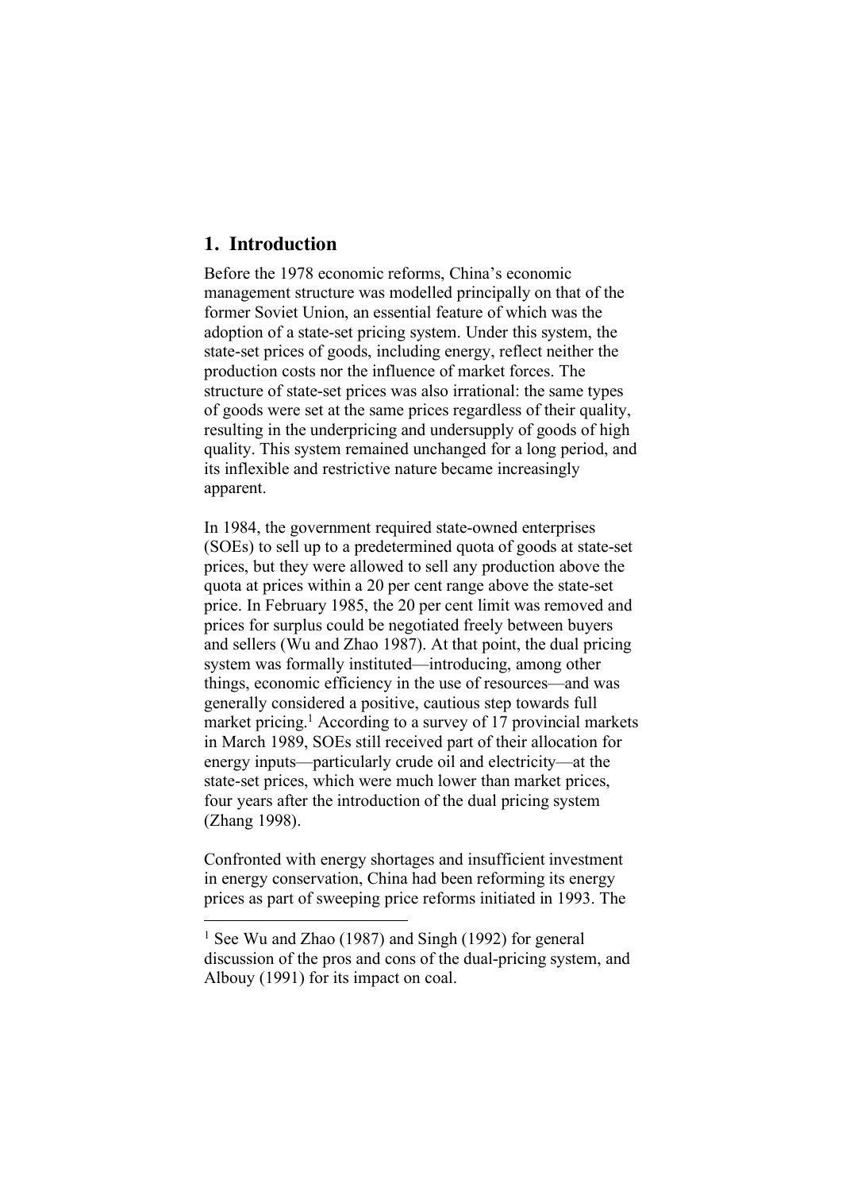## 1. Introduction

Before the 1978 economic reforms, China's economic management structure was modelled principally on that of the former Soviet Union, an essential feature of which was the adoption of a state-set pricing system. Under this system, the state-set prices of goods, including energy, reflect neither the production costs nor the influence of market forces. The structure of state-set prices was also irrational: the same types of goods were set at the same prices regardless of their quality, resulting in the underpricing and undersupply of goods of high quality. This system remained unchanged for a long period, and its inflexible and restrictive nature became increasingly apparent.

In 1984, the government required state-owned enterprises (SOEs) to sell up to a predetermined quota of goods at state-set prices, but they were allowed to sell any production above the quota at prices within a 20 per cent range above the state-set price. In February 1985, the 20 per cent limit was removed and prices for surplus could be negotiated freely between buyers and sellers (Wu and Zhao 1987). At that point, the dual pricing system was formally instituted—introducing, among other things, economic efficiency in the use of resources—and was generally considered a positive, cautious step towards full market pricing.[1] According to a survey of 17 provincial markets in March 1989, SOEs still received part of their allocation for energy inputs—particularly crude oil and electricity—at the state-set prices, which were much lower than market prices, four years after the introduction of the dual pricing system (Zhang 1998).

Confronted with energy shortages and insufficient investment in energy conservation, China had been reforming its energy prices as part of sweeping price reforms initiated in 1993. The

[1] See Wu and Zhao (1987) and Singh (1992) for general discussion of the pros and cons of the dual-pricing system, and Albouy (1991) for its impact on coal.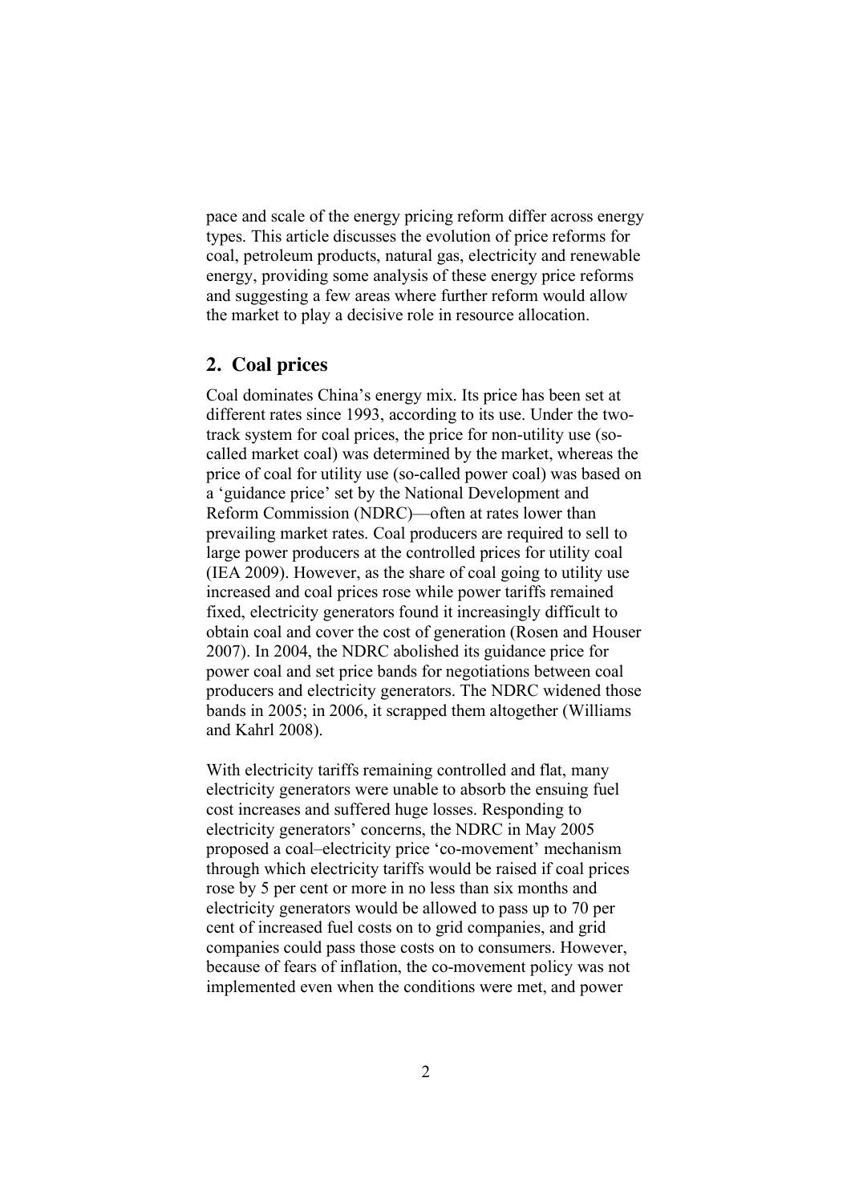pace and scale of the energy pricing reform differ across energy types. This article discusses the evolution of price reforms for coal, petroleum products, natural gas, electricity and renewable energy, providing some analysis of these energy price reforms and suggesting a few areas where further reform would allow the market to play a decisive role in resource allocation.

## 2. Coal prices

Coal dominates China's energy mix. Its price has been set at different rates since 1993, according to its use. Under the two-track system for coal prices, the price for non-utility use (so-called market coal) was determined by the market, whereas the price of coal for utility use (so-called power coal) was based on a 'guidance price' set by the National Development and Reform Commission (NDRC)—often at rates lower than prevailing market rates. Coal producers are required to sell to large power producers at the controlled prices for utility coal (IEA 2009). However, as the share of coal going to utility use increased and coal prices rose while power tariffs remained fixed, electricity generators found it increasingly difficult to obtain coal and cover the cost of generation (Rosen and Houser 2007). In 2004, the NDRC abolished its guidance price for power coal and set price bands for negotiations between coal producers and electricity generators. The NDRC widened those bands in 2005; in 2006, it scrapped them altogether (Williams and Kahrl 2008).

With electricity tariffs remaining controlled and flat, many electricity generators were unable to absorb the ensuing fuel cost increases and suffered huge losses. Responding to electricity generators' concerns, the NDRC in May 2005 proposed a coal–electricity price 'co-movement' mechanism through which electricity tariffs would be raised if coal prices rose by 5 per cent or more in no less than six months and electricity generators would be allowed to pass up to 70 per cent of increased fuel costs on to grid companies, and grid companies could pass those costs on to consumers. However, because of fears of inflation, the co-movement policy was not implemented even when the conditions were met, and power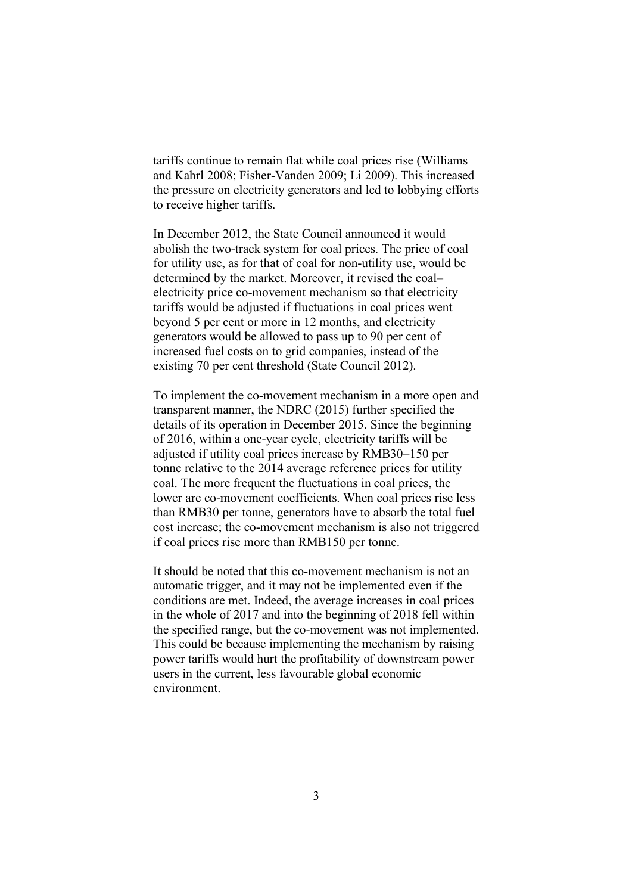tariffs continue to remain flat while coal prices rise (Williams and Kahrl 2008; Fisher-Vanden 2009; Li 2009). This increased the pressure on electricity generators and led to lobbying efforts to receive higher tariffs.

In December 2012, the State Council announced it would abolish the two-track system for coal prices. The price of coal for utility use, as for that of coal for non-utility use, would be determined by the market. Moreover, it revised the coal–electricity price co-movement mechanism so that electricity tariffs would be adjusted if fluctuations in coal prices went beyond 5 per cent or more in 12 months, and electricity generators would be allowed to pass up to 90 per cent of increased fuel costs on to grid companies, instead of the existing 70 per cent threshold (State Council 2012).

To implement the co-movement mechanism in a more open and transparent manner, the NDRC (2015) further specified the details of its operation in December 2015. Since the beginning of 2016, within a one-year cycle, electricity tariffs will be adjusted if utility coal prices increase by RMB30–150 per tonne relative to the 2014 average reference prices for utility coal. The more frequent the fluctuations in coal prices, the lower are co-movement coefficients. When coal prices rise less than RMB30 per tonne, generators have to absorb the total fuel cost increase; the co-movement mechanism is also not triggered if coal prices rise more than RMB150 per tonne.

It should be noted that this co-movement mechanism is not an automatic trigger, and it may not be implemented even if the conditions are met. Indeed, the average increases in coal prices in the whole of 2017 and into the beginning of 2018 fell within the specified range, but the co-movement was not implemented. This could be because implementing the mechanism by raising power tariffs would hurt the profitability of downstream power users in the current, less favourable global economic environment.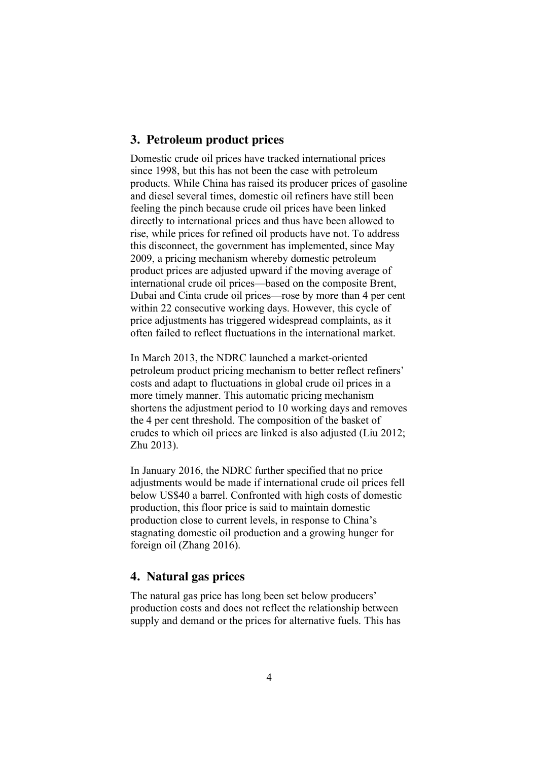## 3. Petroleum product prices

Domestic crude oil prices have tracked international prices since 1998, but this has not been the case with petroleum products. While China has raised its producer prices of gasoline and diesel several times, domestic oil refiners have still been feeling the pinch because crude oil prices have been linked directly to international prices and thus have been allowed to rise, while prices for refined oil products have not. To address this disconnect, the government has implemented, since May 2009, a pricing mechanism whereby domestic petroleum product prices are adjusted upward if the moving average of international crude oil prices—based on the composite Brent, Dubai and Cinta crude oil prices—rose by more than 4 per cent within 22 consecutive working days. However, this cycle of price adjustments has triggered widespread complaints, as it often failed to reflect fluctuations in the international market.

In March 2013, the NDRC launched a market-oriented petroleum product pricing mechanism to better reflect refiners' costs and adapt to fluctuations in global crude oil prices in a more timely manner. This automatic pricing mechanism shortens the adjustment period to 10 working days and removes the 4 per cent threshold. The composition of the basket of crudes to which oil prices are linked is also adjusted (Liu 2012; Zhu 2013).

In January 2016, the NDRC further specified that no price adjustments would be made if international crude oil prices fell below US$40 a barrel. Confronted with high costs of domestic production, this floor price is said to maintain domestic production close to current levels, in response to China's stagnating domestic oil production and a growing hunger for foreign oil (Zhang 2016).

## 4. Natural gas prices

The natural gas price has long been set below producers' production costs and does not reflect the relationship between supply and demand or the prices for alternative fuels. This has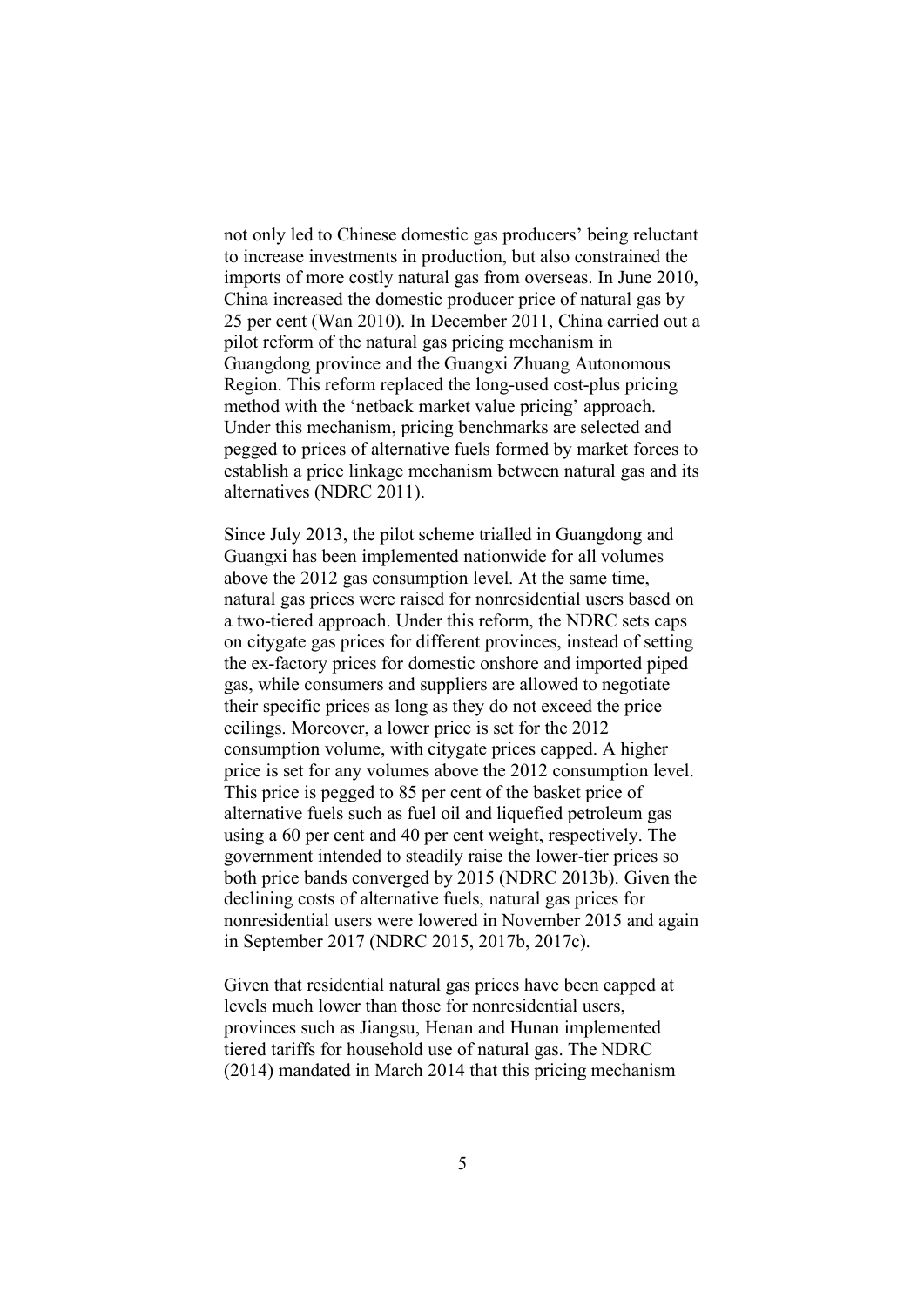not only led to Chinese domestic gas producers' being reluctant to increase investments in production, but also constrained the imports of more costly natural gas from overseas. In June 2010, China increased the domestic producer price of natural gas by 25 per cent (Wan 2010). In December 2011, China carried out a pilot reform of the natural gas pricing mechanism in Guangdong province and the Guangxi Zhuang Autonomous Region. This reform replaced the long-used cost-plus pricing method with the 'netback market value pricing' approach. Under this mechanism, pricing benchmarks are selected and pegged to prices of alternative fuels formed by market forces to establish a price linkage mechanism between natural gas and its alternatives (NDRC 2011).

Since July 2013, the pilot scheme trialled in Guangdong and Guangxi has been implemented nationwide for all volumes above the 2012 gas consumption level. At the same time, natural gas prices were raised for nonresidential users based on a two-tiered approach. Under this reform, the NDRC sets caps on citygate gas prices for different provinces, instead of setting the ex-factory prices for domestic onshore and imported piped gas, while consumers and suppliers are allowed to negotiate their specific prices as long as they do not exceed the price ceilings. Moreover, a lower price is set for the 2012 consumption volume, with citygate prices capped. A higher price is set for any volumes above the 2012 consumption level. This price is pegged to 85 per cent of the basket price of alternative fuels such as fuel oil and liquefied petroleum gas using a 60 per cent and 40 per cent weight, respectively. The government intended to steadily raise the lower-tier prices so both price bands converged by 2015 (NDRC 2013b). Given the declining costs of alternative fuels, natural gas prices for nonresidential users were lowered in November 2015 and again in September 2017 (NDRC 2015, 2017b, 2017c).

Given that residential natural gas prices have been capped at levels much lower than those for nonresidential users, provinces such as Jiangsu, Henan and Hunan implemented tiered tariffs for household use of natural gas. The NDRC (2014) mandated in March 2014 that this pricing mechanism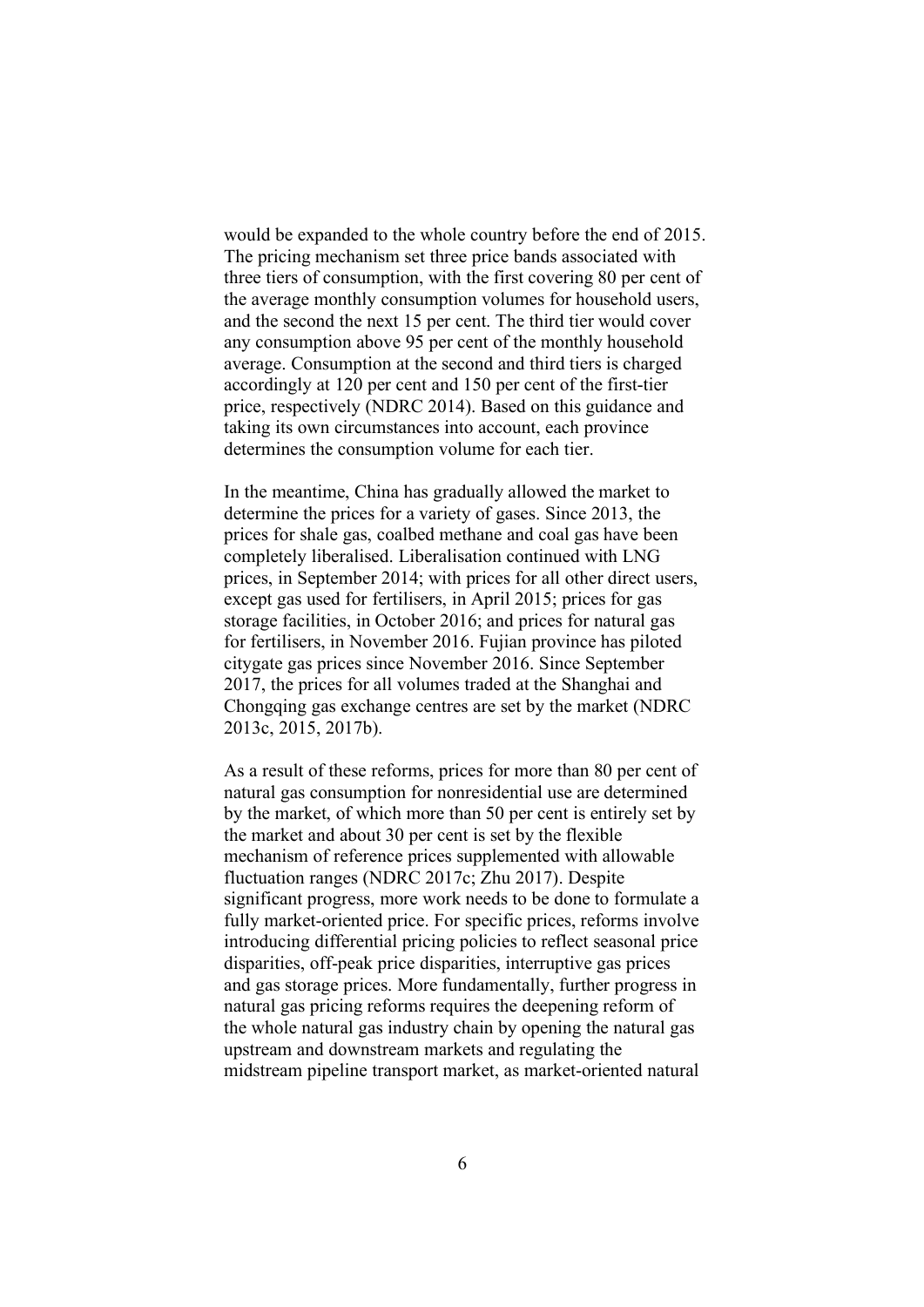would be expanded to the whole country before the end of 2015. The pricing mechanism set three price bands associated with three tiers of consumption, with the first covering 80 per cent of the average monthly consumption volumes for household users, and the second the next 15 per cent. The third tier would cover any consumption above 95 per cent of the monthly household average. Consumption at the second and third tiers is charged accordingly at 120 per cent and 150 per cent of the first-tier price, respectively (NDRC 2014). Based on this guidance and taking its own circumstances into account, each province determines the consumption volume for each tier.

In the meantime, China has gradually allowed the market to determine the prices for a variety of gases. Since 2013, the prices for shale gas, coalbed methane and coal gas have been completely liberalised. Liberalisation continued with LNG prices, in September 2014; with prices for all other direct users, except gas used for fertilisers, in April 2015; prices for gas storage facilities, in October 2016; and prices for natural gas for fertilisers, in November 2016. Fujian province has piloted citygate gas prices since November 2016. Since September 2017, the prices for all volumes traded at the Shanghai and Chongqing gas exchange centres are set by the market (NDRC 2013c, 2015, 2017b).

As a result of these reforms, prices for more than 80 per cent of natural gas consumption for nonresidential use are determined by the market, of which more than 50 per cent is entirely set by the market and about 30 per cent is set by the flexible mechanism of reference prices supplemented with allowable fluctuation ranges (NDRC 2017c; Zhu 2017). Despite significant progress, more work needs to be done to formulate a fully market-oriented price. For specific prices, reforms involve introducing differential pricing policies to reflect seasonal price disparities, off-peak price disparities, interruptive gas prices and gas storage prices. More fundamentally, further progress in natural gas pricing reforms requires the deepening reform of the whole natural gas industry chain by opening the natural gas upstream and downstream markets and regulating the midstream pipeline transport market, as market-oriented natural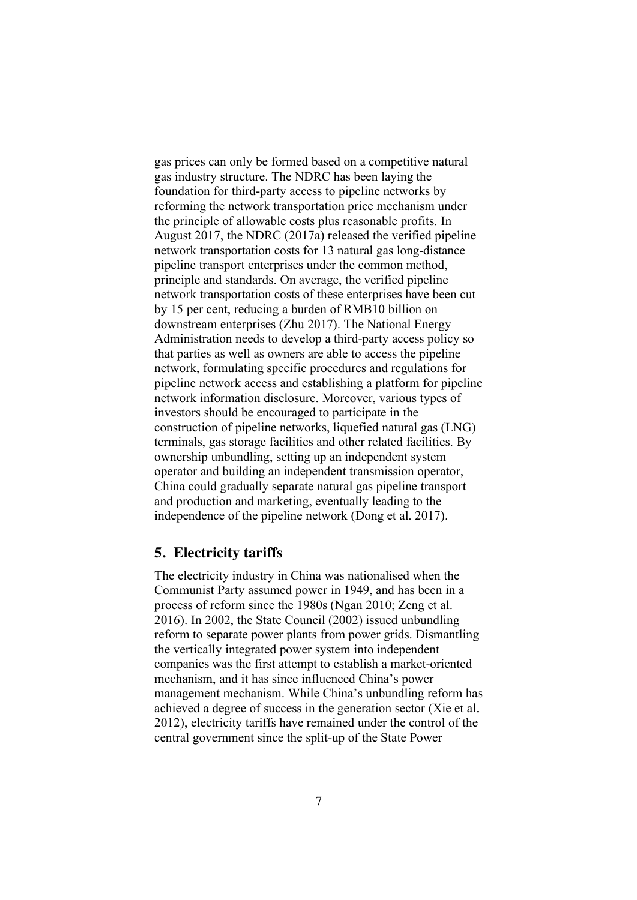gas prices can only be formed based on a competitive natural gas industry structure. The NDRC has been laying the foundation for third-party access to pipeline networks by reforming the network transportation price mechanism under the principle of allowable costs plus reasonable profits. In August 2017, the NDRC (2017a) released the verified pipeline network transportation costs for 13 natural gas long-distance pipeline transport enterprises under the common method, principle and standards. On average, the verified pipeline network transportation costs of these enterprises have been cut by 15 per cent, reducing a burden of RMB10 billion on downstream enterprises (Zhu 2017). The National Energy Administration needs to develop a third-party access policy so that parties as well as owners are able to access the pipeline network, formulating specific procedures and regulations for pipeline network access and establishing a platform for pipeline network information disclosure. Moreover, various types of investors should be encouraged to participate in the construction of pipeline networks, liquefied natural gas (LNG) terminals, gas storage facilities and other related facilities. By ownership unbundling, setting up an independent system operator and building an independent transmission operator, China could gradually separate natural gas pipeline transport and production and marketing, eventually leading to the independence of the pipeline network (Dong et al. 2017).

## 5. Electricity tariffs

The electricity industry in China was nationalised when the Communist Party assumed power in 1949, and has been in a process of reform since the 1980s (Ngan 2010; Zeng et al. 2016). In 2002, the State Council (2002) issued unbundling reform to separate power plants from power grids. Dismantling the vertically integrated power system into independent companies was the first attempt to establish a market-oriented mechanism, and it has since influenced China's power management mechanism. While China's unbundling reform has achieved a degree of success in the generation sector (Xie et al. 2012), electricity tariffs have remained under the control of the central government since the split-up of the State Power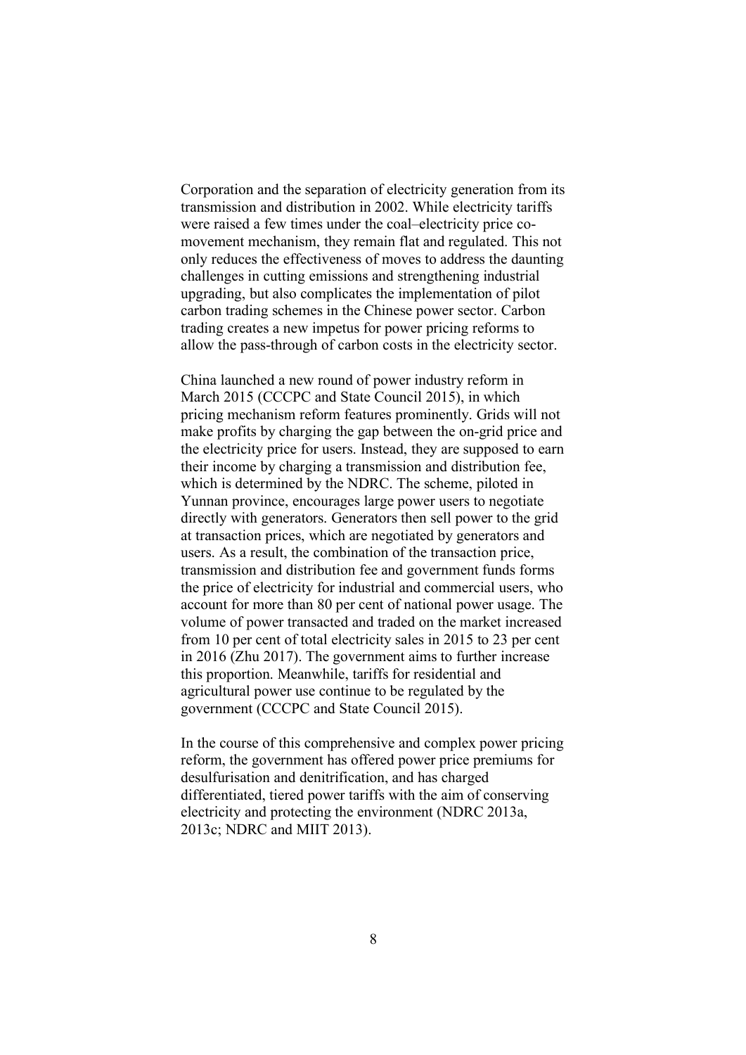Corporation and the separation of electricity generation from its transmission and distribution in 2002. While electricity tariffs were raised a few times under the coal–electricity price co-movement mechanism, they remain flat and regulated. This not only reduces the effectiveness of moves to address the daunting challenges in cutting emissions and strengthening industrial upgrading, but also complicates the implementation of pilot carbon trading schemes in the Chinese power sector. Carbon trading creates a new impetus for power pricing reforms to allow the pass-through of carbon costs in the electricity sector.

China launched a new round of power industry reform in March 2015 (CCCPC and State Council 2015), in which pricing mechanism reform features prominently. Grids will not make profits by charging the gap between the on-grid price and the electricity price for users. Instead, they are supposed to earn their income by charging a transmission and distribution fee, which is determined by the NDRC. The scheme, piloted in Yunnan province, encourages large power users to negotiate directly with generators. Generators then sell power to the grid at transaction prices, which are negotiated by generators and users. As a result, the combination of the transaction price, transmission and distribution fee and government funds forms the price of electricity for industrial and commercial users, who account for more than 80 per cent of national power usage. The volume of power transacted and traded on the market increased from 10 per cent of total electricity sales in 2015 to 23 per cent in 2016 (Zhu 2017). The government aims to further increase this proportion. Meanwhile, tariffs for residential and agricultural power use continue to be regulated by the government (CCCPC and State Council 2015).

In the course of this comprehensive and complex power pricing reform, the government has offered power price premiums for desulfurisation and denitrification, and has charged differentiated, tiered power tariffs with the aim of conserving electricity and protecting the environment (NDRC 2013a, 2013c; NDRC and MIIT 2013).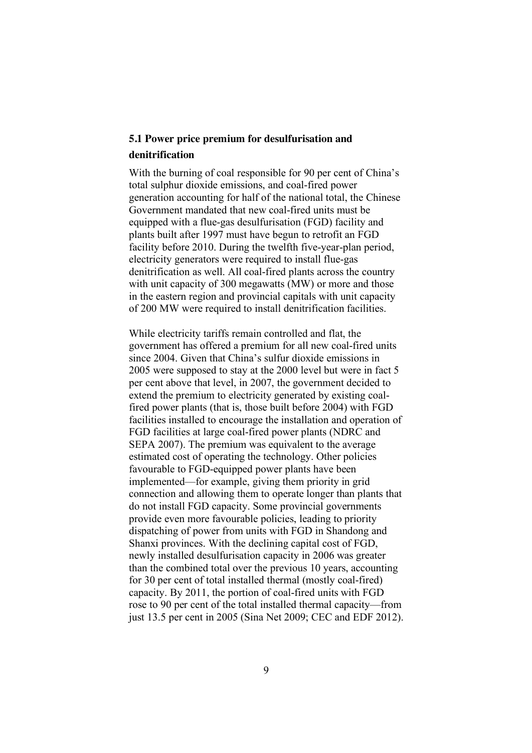### 5.1 Power price premium for desulfurisation and denitrification

With the burning of coal responsible for 90 per cent of China's total sulphur dioxide emissions, and coal-fired power generation accounting for half of the national total, the Chinese Government mandated that new coal-fired units must be equipped with a flue-gas desulfurisation (FGD) facility and plants built after 1997 must have begun to retrofit an FGD facility before 2010. During the twelfth five-year-plan period, electricity generators were required to install flue-gas denitrification as well. All coal-fired plants across the country with unit capacity of 300 megawatts (MW) or more and those in the eastern region and provincial capitals with unit capacity of 200 MW were required to install denitrification facilities.

While electricity tariffs remain controlled and flat, the government has offered a premium for all new coal-fired units since 2004. Given that China's sulfur dioxide emissions in 2005 were supposed to stay at the 2000 level but were in fact 5 per cent above that level, in 2007, the government decided to extend the premium to electricity generated by existing coal-fired power plants (that is, those built before 2004) with FGD facilities installed to encourage the installation and operation of FGD facilities at large coal-fired power plants (NDRC and SEPA 2007). The premium was equivalent to the average estimated cost of operating the technology. Other policies favourable to FGD-equipped power plants have been implemented—for example, giving them priority in grid connection and allowing them to operate longer than plants that do not install FGD capacity. Some provincial governments provide even more favourable policies, leading to priority dispatching of power from units with FGD in Shandong and Shanxi provinces. With the declining capital cost of FGD, newly installed desulfurisation capacity in 2006 was greater than the combined total over the previous 10 years, accounting for 30 per cent of total installed thermal (mostly coal-fired) capacity. By 2011, the portion of coal-fired units with FGD rose to 90 per cent of the total installed thermal capacity—from just 13.5 per cent in 2005 (Sina Net 2009; CEC and EDF 2012).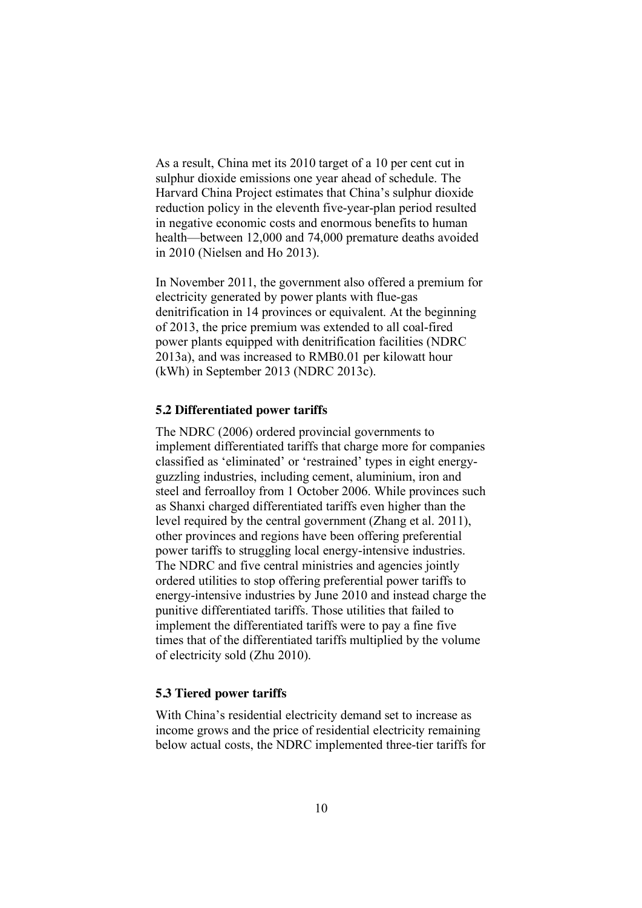As a result, China met its 2010 target of a 10 per cent cut in sulphur dioxide emissions one year ahead of schedule. The Harvard China Project estimates that China's sulphur dioxide reduction policy in the eleventh five-year-plan period resulted in negative economic costs and enormous benefits to human health—between 12,000 and 74,000 premature deaths avoided in 2010 (Nielsen and Ho 2013).

In November 2011, the government also offered a premium for electricity generated by power plants with flue-gas denitrification in 14 provinces or equivalent. At the beginning of 2013, the price premium was extended to all coal-fired power plants equipped with denitrification facilities (NDRC 2013a), and was increased to RMB0.01 per kilowatt hour (kWh) in September 2013 (NDRC 2013c).

### 5.2 Differentiated power tariffs

The NDRC (2006) ordered provincial governments to implement differentiated tariffs that charge more for companies classified as 'eliminated' or 'restrained' types in eight energy-guzzling industries, including cement, aluminium, iron and steel and ferroalloy from 1 October 2006. While provinces such as Shanxi charged differentiated tariffs even higher than the level required by the central government (Zhang et al. 2011), other provinces and regions have been offering preferential power tariffs to struggling local energy-intensive industries. The NDRC and five central ministries and agencies jointly ordered utilities to stop offering preferential power tariffs to energy-intensive industries by June 2010 and instead charge the punitive differentiated tariffs. Those utilities that failed to implement the differentiated tariffs were to pay a fine five times that of the differentiated tariffs multiplied by the volume of electricity sold (Zhu 2010).

### 5.3 Tiered power tariffs

With China's residential electricity demand set to increase as income grows and the price of residential electricity remaining below actual costs, the NDRC implemented three-tier tariffs for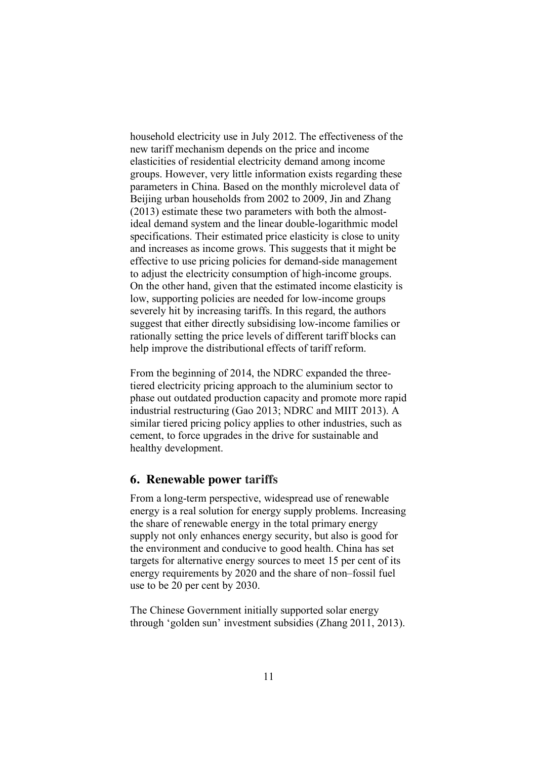household electricity use in July 2012. The effectiveness of the new tariff mechanism depends on the price and income elasticities of residential electricity demand among income groups. However, very little information exists regarding these parameters in China. Based on the monthly microlevel data of Beijing urban households from 2002 to 2009, Jin and Zhang (2013) estimate these two parameters with both the almost-ideal demand system and the linear double-logarithmic model specifications. Their estimated price elasticity is close to unity and increases as income grows. This suggests that it might be effective to use pricing policies for demand-side management to adjust the electricity consumption of high-income groups. On the other hand, given that the estimated income elasticity is low, supporting policies are needed for low-income groups severely hit by increasing tariffs. In this regard, the authors suggest that either directly subsidising low-income families or rationally setting the price levels of different tariff blocks can help improve the distributional effects of tariff reform.

From the beginning of 2014, the NDRC expanded the three-tiered electricity pricing approach to the aluminium sector to phase out outdated production capacity and promote more rapid industrial restructuring (Gao 2013; NDRC and MIIT 2013). A similar tiered pricing policy applies to other industries, such as cement, to force upgrades in the drive for sustainable and healthy development.

## 6. Renewable power tariffs

From a long-term perspective, widespread use of renewable energy is a real solution for energy supply problems. Increasing the share of renewable energy in the total primary energy supply not only enhances energy security, but also is good for the environment and conducive to good health. China has set targets for alternative energy sources to meet 15 per cent of its energy requirements by 2020 and the share of non–fossil fuel use to be 20 per cent by 2030.

The Chinese Government initially supported solar energy through 'golden sun' investment subsidies (Zhang 2011, 2013).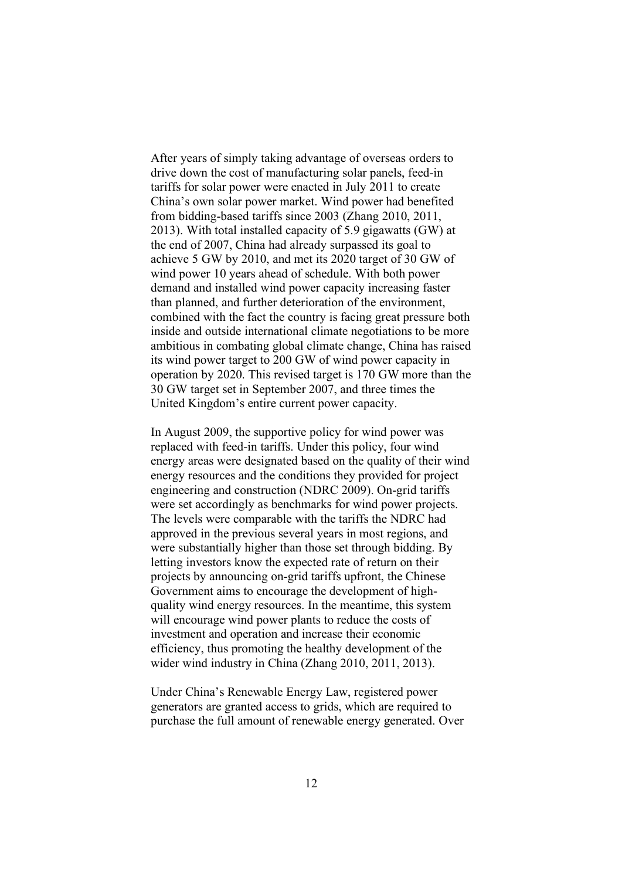After years of simply taking advantage of overseas orders to drive down the cost of manufacturing solar panels, feed-in tariffs for solar power were enacted in July 2011 to create China's own solar power market. Wind power had benefited from bidding-based tariffs since 2003 (Zhang 2010, 2011, 2013). With total installed capacity of 5.9 gigawatts (GW) at the end of 2007, China had already surpassed its goal to achieve 5 GW by 2010, and met its 2020 target of 30 GW of wind power 10 years ahead of schedule. With both power demand and installed wind power capacity increasing faster than planned, and further deterioration of the environment, combined with the fact the country is facing great pressure both inside and outside international climate negotiations to be more ambitious in combating global climate change, China has raised its wind power target to 200 GW of wind power capacity in operation by 2020. This revised target is 170 GW more than the 30 GW target set in September 2007, and three times the United Kingdom's entire current power capacity.

In August 2009, the supportive policy for wind power was replaced with feed-in tariffs. Under this policy, four wind energy areas were designated based on the quality of their wind energy resources and the conditions they provided for project engineering and construction (NDRC 2009). On-grid tariffs were set accordingly as benchmarks for wind power projects. The levels were comparable with the tariffs the NDRC had approved in the previous several years in most regions, and were substantially higher than those set through bidding. By letting investors know the expected rate of return on their projects by announcing on-grid tariffs upfront, the Chinese Government aims to encourage the development of high-quality wind energy resources. In the meantime, this system will encourage wind power plants to reduce the costs of investment and operation and increase their economic efficiency, thus promoting the healthy development of the wider wind industry in China (Zhang 2010, 2011, 2013).

Under China's Renewable Energy Law, registered power generators are granted access to grids, which are required to purchase the full amount of renewable energy generated. Over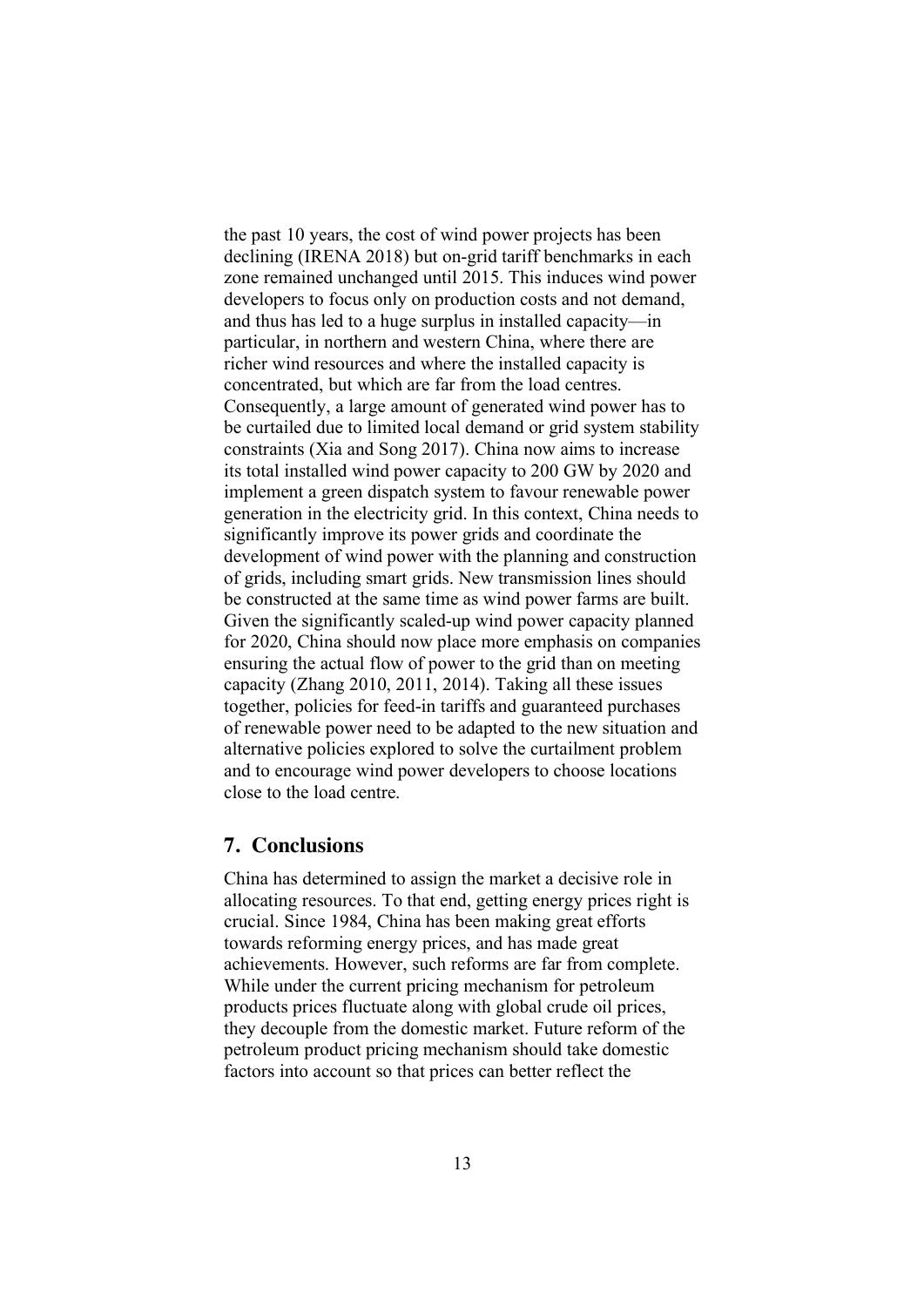the past 10 years, the cost of wind power projects has been declining (IRENA 2018) but on-grid tariff benchmarks in each zone remained unchanged until 2015. This induces wind power developers to focus only on production costs and not demand, and thus has led to a huge surplus in installed capacity—in particular, in northern and western China, where there are richer wind resources and where the installed capacity is concentrated, but which are far from the load centres. Consequently, a large amount of generated wind power has to be curtailed due to limited local demand or grid system stability constraints (Xia and Song 2017). China now aims to increase its total installed wind power capacity to 200 GW by 2020 and implement a green dispatch system to favour renewable power generation in the electricity grid. In this context, China needs to significantly improve its power grids and coordinate the development of wind power with the planning and construction of grids, including smart grids. New transmission lines should be constructed at the same time as wind power farms are built. Given the significantly scaled-up wind power capacity planned for 2020, China should now place more emphasis on companies ensuring the actual flow of power to the grid than on meeting capacity (Zhang 2010, 2011, 2014). Taking all these issues together, policies for feed-in tariffs and guaranteed purchases of renewable power need to be adapted to the new situation and alternative policies explored to solve the curtailment problem and to encourage wind power developers to choose locations close to the load centre.

## 7. Conclusions

China has determined to assign the market a decisive role in allocating resources. To that end, getting energy prices right is crucial. Since 1984, China has been making great efforts towards reforming energy prices, and has made great achievements. However, such reforms are far from complete. While under the current pricing mechanism for petroleum products prices fluctuate along with global crude oil prices, they decouple from the domestic market. Future reform of the petroleum product pricing mechanism should take domestic factors into account so that prices can better reflect the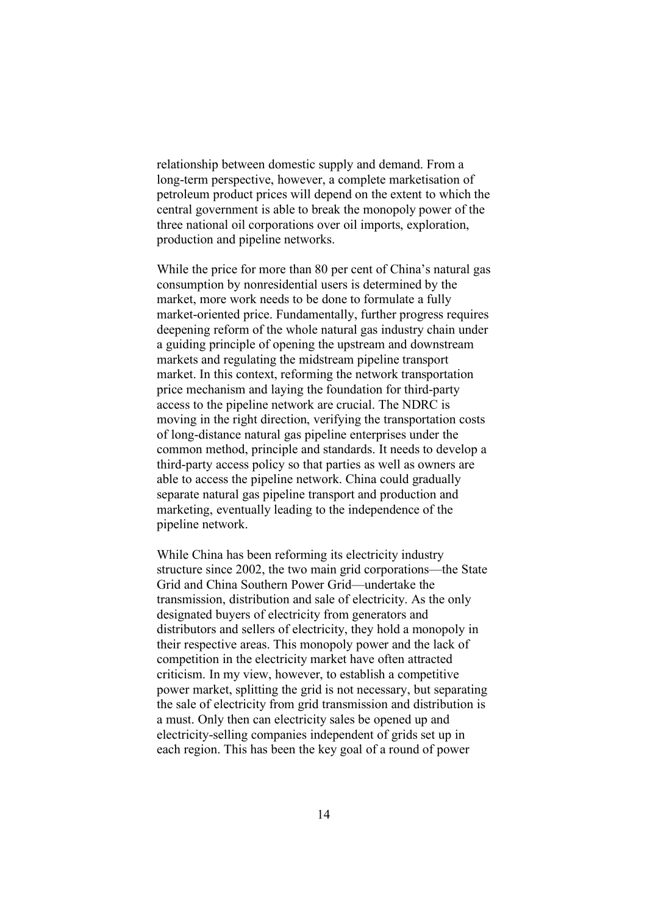relationship between domestic supply and demand. From a long-term perspective, however, a complete marketisation of petroleum product prices will depend on the extent to which the central government is able to break the monopoly power of the three national oil corporations over oil imports, exploration, production and pipeline networks.

While the price for more than 80 per cent of China's natural gas consumption by nonresidential users is determined by the market, more work needs to be done to formulate a fully market-oriented price. Fundamentally, further progress requires deepening reform of the whole natural gas industry chain under a guiding principle of opening the upstream and downstream markets and regulating the midstream pipeline transport market. In this context, reforming the network transportation price mechanism and laying the foundation for third-party access to the pipeline network are crucial. The NDRC is moving in the right direction, verifying the transportation costs of long-distance natural gas pipeline enterprises under the common method, principle and standards. It needs to develop a third-party access policy so that parties as well as owners are able to access the pipeline network. China could gradually separate natural gas pipeline transport and production and marketing, eventually leading to the independence of the pipeline network.

While China has been reforming its electricity industry structure since 2002, the two main grid corporations—the State Grid and China Southern Power Grid—undertake the transmission, distribution and sale of electricity. As the only designated buyers of electricity from generators and distributors and sellers of electricity, they hold a monopoly in their respective areas. This monopoly power and the lack of competition in the electricity market have often attracted criticism. In my view, however, to establish a competitive power market, splitting the grid is not necessary, but separating the sale of electricity from grid transmission and distribution is a must. Only then can electricity sales be opened up and electricity-selling companies independent of grids set up in each region. This has been the key goal of a round of power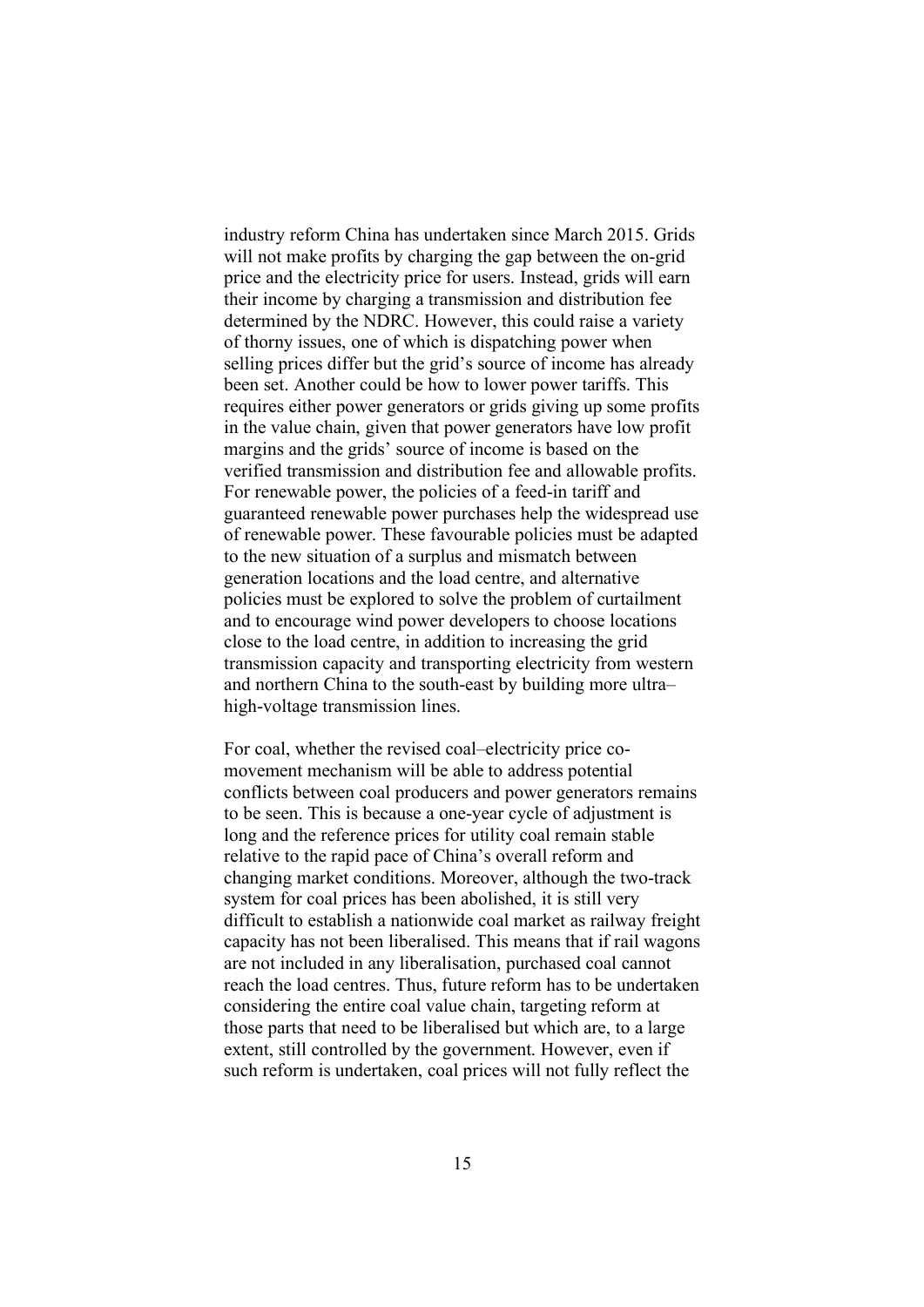industry reform China has undertaken since March 2015. Grids will not make profits by charging the gap between the on-grid price and the electricity price for users. Instead, grids will earn their income by charging a transmission and distribution fee determined by the NDRC. However, this could raise a variety of thorny issues, one of which is dispatching power when selling prices differ but the grid's source of income has already been set. Another could be how to lower power tariffs. This requires either power generators or grids giving up some profits in the value chain, given that power generators have low profit margins and the grids' source of income is based on the verified transmission and distribution fee and allowable profits. For renewable power, the policies of a feed-in tariff and guaranteed renewable power purchases help the widespread use of renewable power. These favourable policies must be adapted to the new situation of a surplus and mismatch between generation locations and the load centre, and alternative policies must be explored to solve the problem of curtailment and to encourage wind power developers to choose locations close to the load centre, in addition to increasing the grid transmission capacity and transporting electricity from western and northern China to the south-east by building more ultra–high-voltage transmission lines.

For coal, whether the revised coal–electricity price co-movement mechanism will be able to address potential conflicts between coal producers and power generators remains to be seen. This is because a one-year cycle of adjustment is long and the reference prices for utility coal remain stable relative to the rapid pace of China's overall reform and changing market conditions. Moreover, although the two-track system for coal prices has been abolished, it is still very difficult to establish a nationwide coal market as railway freight capacity has not been liberalised. This means that if rail wagons are not included in any liberalisation, purchased coal cannot reach the load centres. Thus, future reform has to be undertaken considering the entire coal value chain, targeting reform at those parts that need to be liberalised but which are, to a large extent, still controlled by the government. However, even if such reform is undertaken, coal prices will not fully reflect the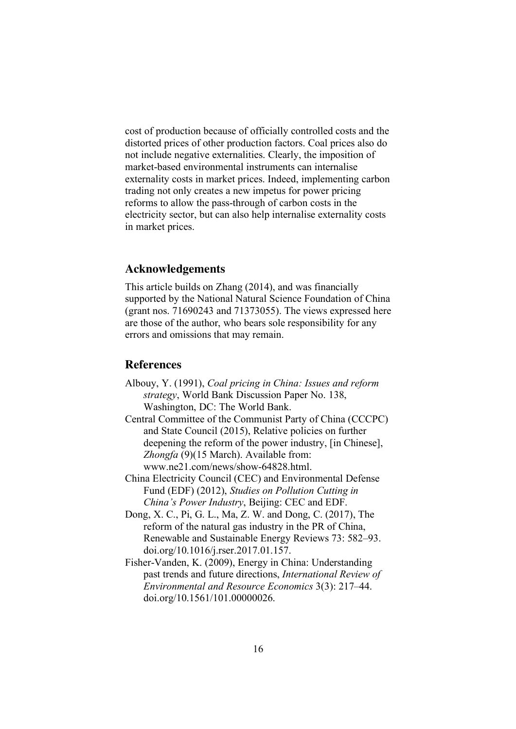cost of production because of officially controlled costs and the distorted prices of other production factors. Coal prices also do not include negative externalities. Clearly, the imposition of market-based environmental instruments can internalise externality costs in market prices. Indeed, implementing carbon trading not only creates a new impetus for power pricing reforms to allow the pass-through of carbon costs in the electricity sector, but can also help internalise externality costs in market prices.

## Acknowledgements

This article builds on Zhang (2014), and was financially supported by the National Natural Science Foundation of China (grant nos. 71690243 and 71373055). The views expressed here are those of the author, who bears sole responsibility for any errors and omissions that may remain.

## References

Albouy, Y. (1991), *Coal pricing in China: Issues and reform strategy*, World Bank Discussion Paper No. 138, Washington, DC: The World Bank.

Central Committee of the Communist Party of China (CCCPC) and State Council (2015), Relative policies on further deepening the reform of the power industry, [in Chinese], *Zhongfa* (9)(15 March). Available from: www.ne21.com/news/show-64828.html.

China Electricity Council (CEC) and Environmental Defense Fund (EDF) (2012), *Studies on Pollution Cutting in China's Power Industry*, Beijing: CEC and EDF.

Dong, X. C., Pi, G. L., Ma, Z. W. and Dong, C. (2017), The reform of the natural gas industry in the PR of China, Renewable and Sustainable Energy Reviews 73: 582–93. doi.org/10.1016/j.rser.2017.01.157.

Fisher-Vanden, K. (2009), Energy in China: Understanding past trends and future directions, *International Review of Environmental and Resource Economics* 3(3): 217–44. doi.org/10.1561/101.00000026.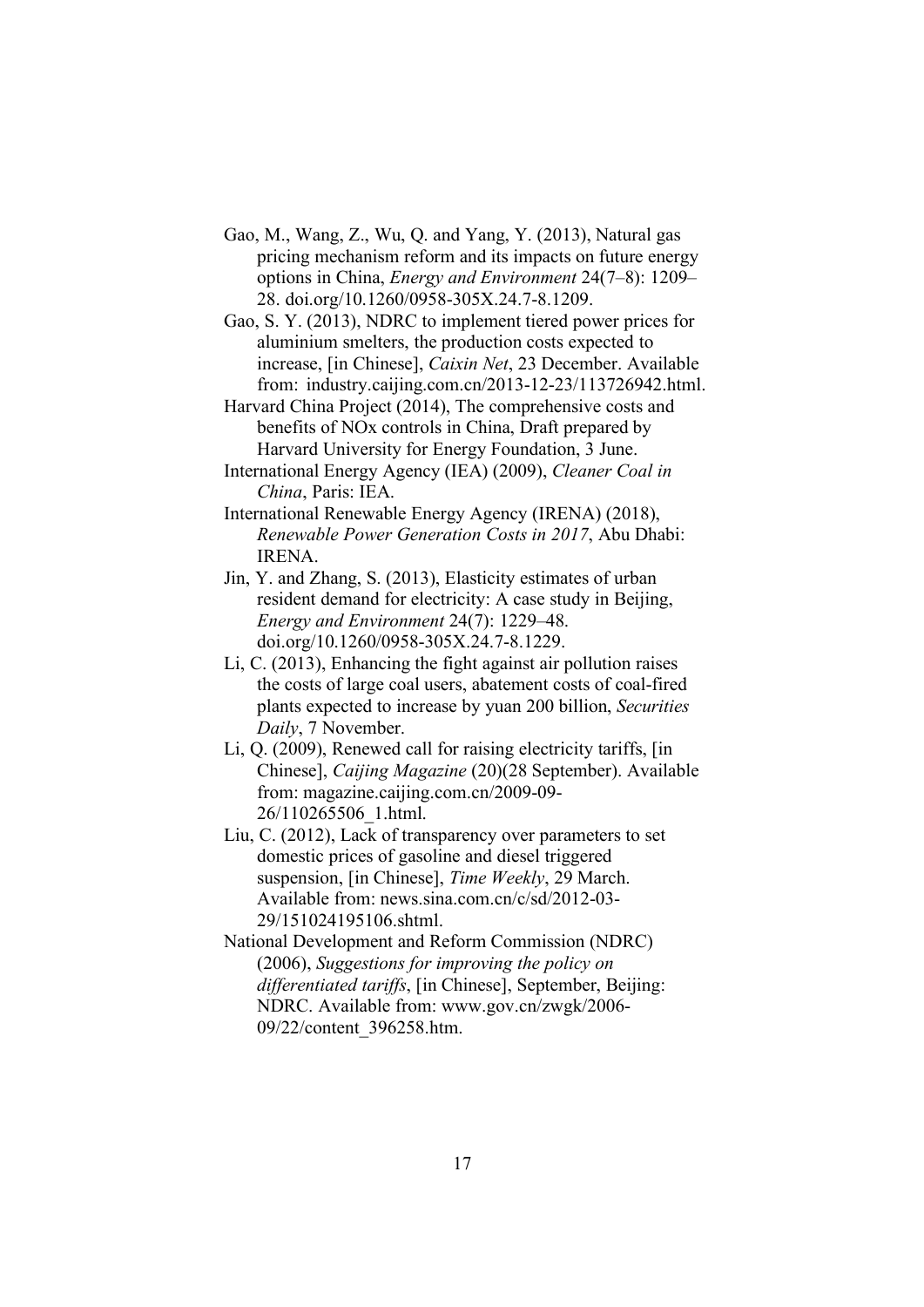Gao, M., Wang, Z., Wu, Q. and Yang, Y. (2013), Natural gas pricing mechanism reform and its impacts on future energy options in China, *Energy and Environment* 24(7–8): 1209–28. doi.org/10.1260/0958-305X.24.7-8.1209.

Gao, S. Y. (2013), NDRC to implement tiered power prices for aluminium smelters, the production costs expected to increase, [in Chinese], *Caixin Net*, 23 December. Available from: industry.caijing.com.cn/2013-12-23/113726942.html.

Harvard China Project (2014), The comprehensive costs and benefits of NOx controls in China, Draft prepared by Harvard University for Energy Foundation, 3 June.

International Energy Agency (IEA) (2009), *Cleaner Coal in China*, Paris: IEA.

International Renewable Energy Agency (IRENA) (2018), *Renewable Power Generation Costs in 2017*, Abu Dhabi: IRENA.

Jin, Y. and Zhang, S. (2013), Elasticity estimates of urban resident demand for electricity: A case study in Beijing, *Energy and Environment* 24(7): 1229–48. doi.org/10.1260/0958-305X.24.7-8.1229.

Li, C. (2013), Enhancing the fight against air pollution raises the costs of large coal users, abatement costs of coal-fired plants expected to increase by yuan 200 billion, *Securities Daily*, 7 November.

Li, Q. (2009), Renewed call for raising electricity tariffs, [in Chinese], *Caijing Magazine* (20)(28 September). Available from: magazine.caijing.com.cn/2009-09-26/110265506_1.html.

Liu, C. (2012), Lack of transparency over parameters to set domestic prices of gasoline and diesel triggered suspension, [in Chinese], *Time Weekly*, 29 March. Available from: news.sina.com.cn/c/sd/2012-03-29/151024195106.shtml.

National Development and Reform Commission (NDRC) (2006), *Suggestions for improving the policy on differentiated tariffs*, [in Chinese], September, Beijing: NDRC. Available from: www.gov.cn/zwgk/2006-09/22/content_396258.htm.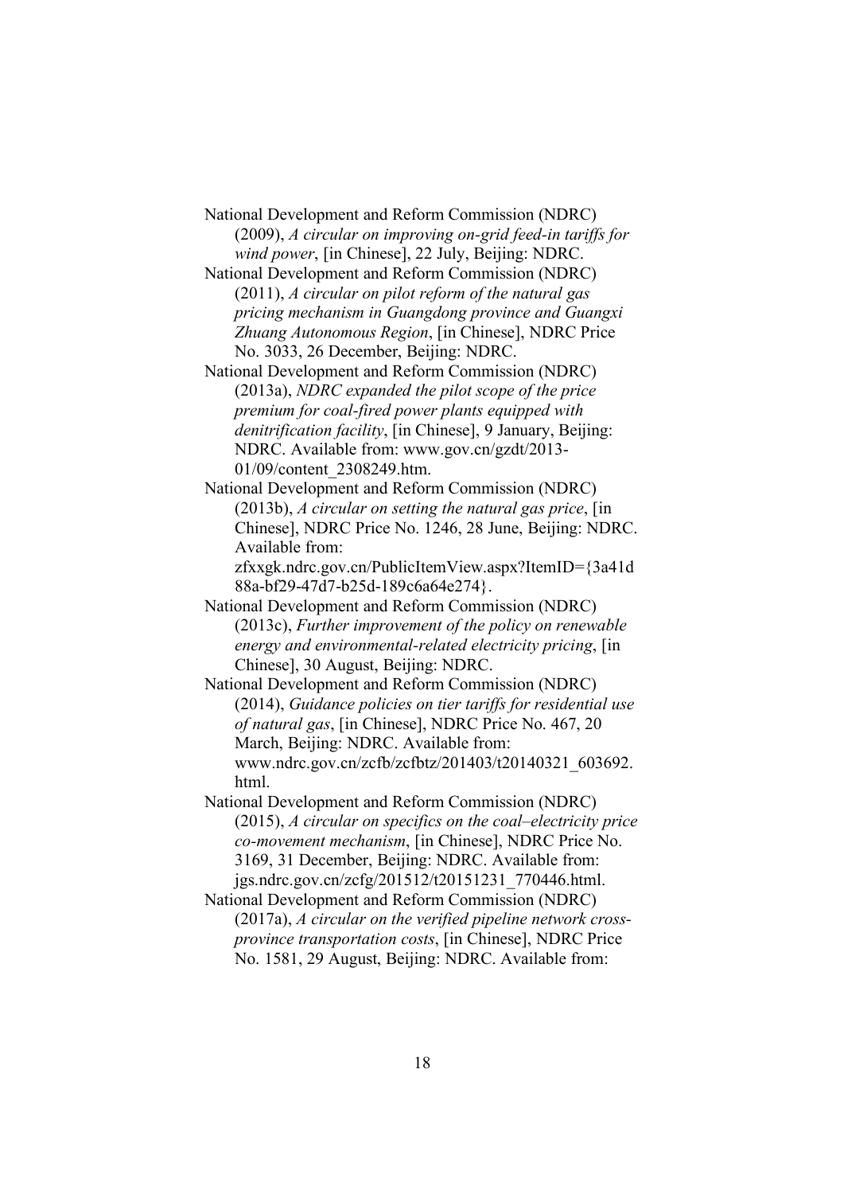National Development and Reform Commission (NDRC) (2009), *A circular on improving on-grid feed-in tariffs for wind power*, [in Chinese], 22 July, Beijing: NDRC.

National Development and Reform Commission (NDRC) (2011), *A circular on pilot reform of the natural gas pricing mechanism in Guangdong province and Guangxi Zhuang Autonomous Region*, [in Chinese], NDRC Price No. 3033, 26 December, Beijing: NDRC.

National Development and Reform Commission (NDRC) (2013a), *NDRC expanded the pilot scope of the price premium for coal-fired power plants equipped with denitrification facility*, [in Chinese], 9 January, Beijing: NDRC. Available from: www.gov.cn/gzdt/2013-01/09/content_2308249.htm.

National Development and Reform Commission (NDRC) (2013b), *A circular on setting the natural gas price*, [in Chinese], NDRC Price No. 1246, 28 June, Beijing: NDRC. Available from: zfxxgk.ndrc.gov.cn/PublicItemView.aspx?ItemID={3a41d88a-bf29-47d7-b25d-189c6a64e274}.

National Development and Reform Commission (NDRC) (2013c), *Further improvement of the policy on renewable energy and environmental-related electricity pricing*, [in Chinese], 30 August, Beijing: NDRC.

National Development and Reform Commission (NDRC) (2014), *Guidance policies on tier tariffs for residential use of natural gas*, [in Chinese], NDRC Price No. 467, 20 March, Beijing: NDRC. Available from: www.ndrc.gov.cn/zcfb/zcfbtz/201403/t20140321_603692.html.

National Development and Reform Commission (NDRC) (2015), *A circular on specifics on the coal–electricity price co-movement mechanism*, [in Chinese], NDRC Price No. 3169, 31 December, Beijing: NDRC. Available from: jgs.ndrc.gov.cn/zcfg/201512/t20151231_770446.html.

National Development and Reform Commission (NDRC) (2017a), *A circular on the verified pipeline network cross-province transportation costs*, [in Chinese], NDRC Price No. 1581, 29 August, Beijing: NDRC. Available from: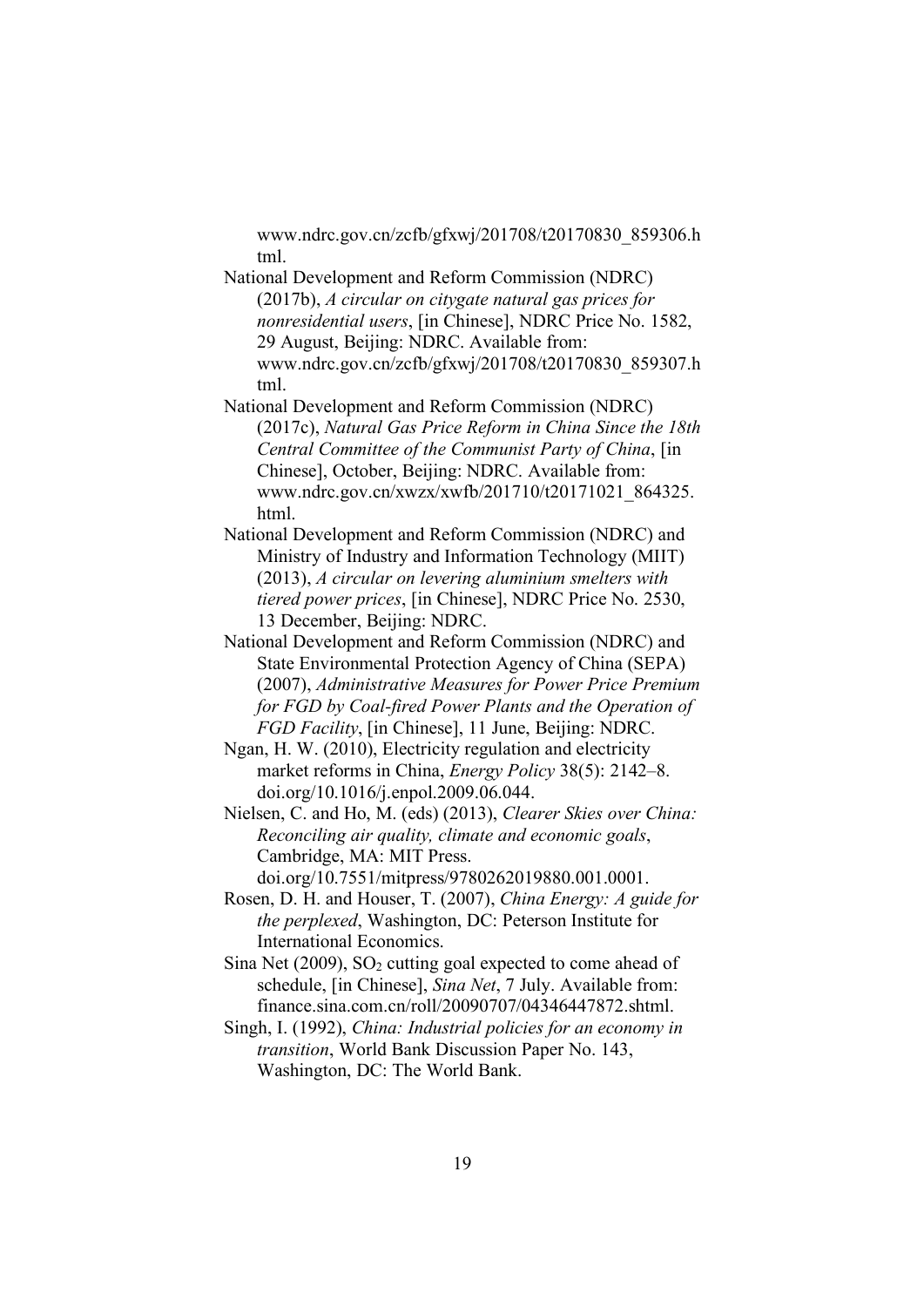www.ndrc.gov.cn/zcfb/gfxwj/201708/t20170830_859306.html.

National Development and Reform Commission (NDRC) (2017b), *A circular on citygate natural gas prices for nonresidential users*, [in Chinese], NDRC Price No. 1582, 29 August, Beijing: NDRC. Available from: www.ndrc.gov.cn/zcfb/gfxwj/201708/t20170830_859307.html.

National Development and Reform Commission (NDRC) (2017c), *Natural Gas Price Reform in China Since the 18th Central Committee of the Communist Party of China*, [in Chinese], October, Beijing: NDRC. Available from: www.ndrc.gov.cn/xwzx/xwfb/201710/t20171021_864325.html.

National Development and Reform Commission (NDRC) and Ministry of Industry and Information Technology (MIIT) (2013), *A circular on levering aluminium smelters with tiered power prices*, [in Chinese], NDRC Price No. 2530, 13 December, Beijing: NDRC.

National Development and Reform Commission (NDRC) and State Environmental Protection Agency of China (SEPA) (2007), *Administrative Measures for Power Price Premium for FGD by Coal-fired Power Plants and the Operation of FGD Facility*, [in Chinese], 11 June, Beijing: NDRC.

Ngan, H. W. (2010), Electricity regulation and electricity market reforms in China, *Energy Policy* 38(5): 2142–8. doi.org/10.1016/j.enpol.2009.06.044.

Nielsen, C. and Ho, M. (eds) (2013), *Clearer Skies over China: Reconciling air quality, climate and economic goals*, Cambridge, MA: MIT Press. doi.org/10.7551/mitpress/9780262019880.001.0001.

Rosen, D. H. and Houser, T. (2007), *China Energy: A guide for the perplexed*, Washington, DC: Peterson Institute for International Economics.

Sina Net (2009), $SO_2$ cutting goal expected to come ahead of schedule, [in Chinese], *Sina Net*, 7 July. Available from: finance.sina.com.cn/roll/20090707/04346447872.shtml.

Singh, I. (1992), *China: Industrial policies for an economy in transition*, World Bank Discussion Paper No. 143, Washington, DC: The World Bank.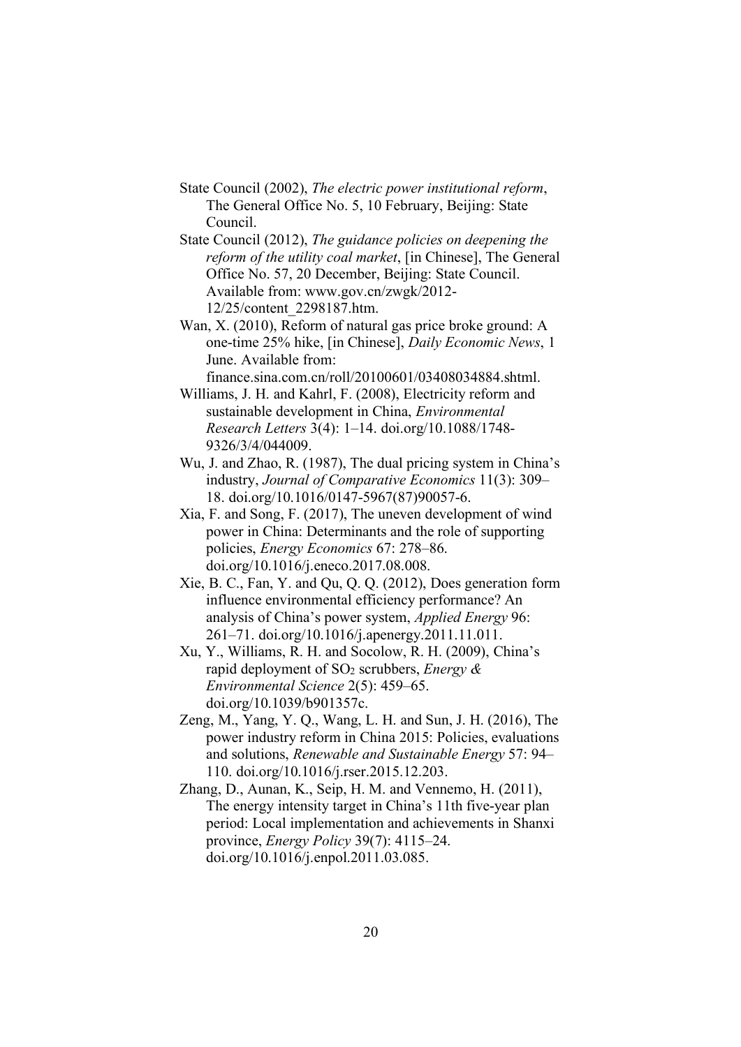State Council (2002), *The electric power institutional reform*, The General Office No. 5, 10 February, Beijing: State Council.

State Council (2012), *The guidance policies on deepening the reform of the utility coal market*, [in Chinese], The General Office No. 57, 20 December, Beijing: State Council. Available from: www.gov.cn/zwgk/2012-12/25/content_2298187.htm.

Wan, X. (2010), Reform of natural gas price broke ground: A one-time 25% hike, [in Chinese], *Daily Economic News*, 1 June. Available from: finance.sina.com.cn/roll/20100601/03408034884.shtml.

Williams, J. H. and Kahrl, F. (2008), Electricity reform and sustainable development in China, *Environmental Research Letters* 3(4): 1–14. doi.org/10.1088/1748-9326/3/4/044009.

Wu, J. and Zhao, R. (1987), The dual pricing system in China's industry, *Journal of Comparative Economics* 11(3): 309–18. doi.org/10.1016/0147-5967(87)90057-6.

Xia, F. and Song, F. (2017), The uneven development of wind power in China: Determinants and the role of supporting policies, *Energy Economics* 67: 278–86. doi.org/10.1016/j.eneco.2017.08.008.

Xie, B. C., Fan, Y. and Qu, Q. Q. (2012), Does generation form influence environmental efficiency performance? An analysis of China's power system, *Applied Energy* 96: 261–71. doi.org/10.1016/j.apenergy.2011.11.011.

Xu, Y., Williams, R. H. and Socolow, R. H. (2009), China's rapid deployment of $SO_2$ scrubbers, *Energy & Environmental Science* 2(5): 459–65. doi.org/10.1039/b901357c.

Zeng, M., Yang, Y. Q., Wang, L. H. and Sun, J. H. (2016), The power industry reform in China 2015: Policies, evaluations and solutions, *Renewable and Sustainable Energy* 57: 94–110. doi.org/10.1016/j.rser.2015.12.203.

Zhang, D., Aunan, K., Seip, H. M. and Vennemo, H. (2011), The energy intensity target in China's 11th five-year plan period: Local implementation and achievements in Shanxi province, *Energy Policy* 39(7): 4115–24. doi.org/10.1016/j.enpol.2011.03.085.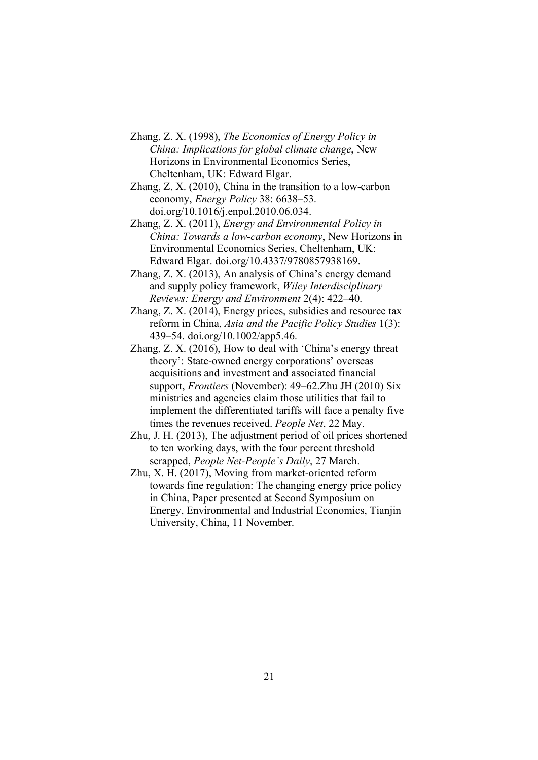Zhang, Z. X. (1998), *The Economics of Energy Policy in China: Implications for global climate change*, New Horizons in Environmental Economics Series, Cheltenham, UK: Edward Elgar.

Zhang, Z. X. (2010), China in the transition to a low-carbon economy, *Energy Policy* 38: 6638–53. doi.org/10.1016/j.enpol.2010.06.034.

Zhang, Z. X. (2011), *Energy and Environmental Policy in China: Towards a low-carbon economy*, New Horizons in Environmental Economics Series, Cheltenham, UK: Edward Elgar. doi.org/10.4337/9780857938169.

Zhang, Z. X. (2013), An analysis of China's energy demand and supply policy framework, *Wiley Interdisciplinary Reviews: Energy and Environment* 2(4): 422–40.

Zhang, Z. X. (2014), Energy prices, subsidies and resource tax reform in China, *Asia and the Pacific Policy Studies* 1(3): 439–54. doi.org/10.1002/app5.46.

Zhang, Z. X. (2016), How to deal with 'China's energy threat theory': State-owned energy corporations' overseas acquisitions and investment and associated financial support, *Frontiers* (November): 49–62.Zhu JH (2010) Six ministries and agencies claim those utilities that fail to implement the differentiated tariffs will face a penalty five times the revenues received. *People Net*, 22 May.

Zhu, J. H. (2013), The adjustment period of oil prices shortened to ten working days, with the four percent threshold scrapped, *People Net-People's Daily*, 27 March.

Zhu, X. H. (2017), Moving from market-oriented reform towards fine regulation: The changing energy price policy in China, Paper presented at Second Symposium on Energy, Environmental and Industrial Economics, Tianjin University, China, 11 November.